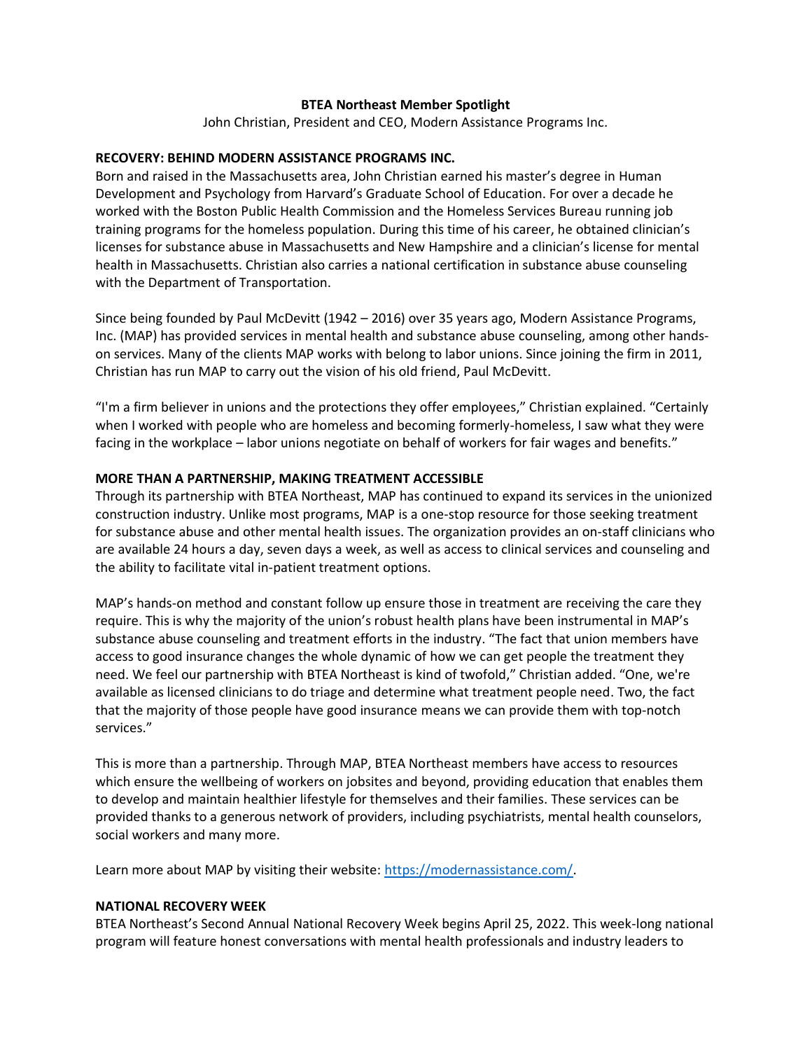**BTEA Northeast Member Spotlight**

John Christian, President and CEO, Modern Assistance Programs Inc.

**RECOVERY: BEHIND MODERN ASSISTANCE PROGRAMS INC.**

Born and raised in the Massachusetts area, John Christian earned his master's degree in Human Development and Psychology from Harvard's Graduate School of Education. For over a decade he worked with the Boston Public Health Commission and the Homeless Services Bureau running job training programs for the homeless population. During this time of his career, he obtained clinician's licenses for substance abuse in Massachusetts and New Hampshire and a clinician's license for mental health in Massachusetts. Christian also carries a national certification in substance abuse counseling with the Department of Transportation.

Since being founded by Paul McDevitt (1942 – 2016) over 35 years ago, Modern Assistance Programs, Inc. (MAP) has provided services in mental health and substance abuse counseling, among other hands-on services. Many of the clients MAP works with belong to labor unions. Since joining the firm in 2011, Christian has run MAP to carry out the vision of his old friend, Paul McDevitt.

"I'm a firm believer in unions and the protections they offer employees," Christian explained. "Certainly when I worked with people who are homeless and becoming formerly-homeless, I saw what they were facing in the workplace – labor unions negotiate on behalf of workers for fair wages and benefits."

**MORE THAN A PARTNERSHIP, MAKING TREATMENT ACCESSIBLE**

Through its partnership with BTEA Northeast, MAP has continued to expand its services in the unionized construction industry. Unlike most programs, MAP is a one-stop resource for those seeking treatment for substance abuse and other mental health issues. The organization provides an on-staff clinicians who are available 24 hours a day, seven days a week, as well as access to clinical services and counseling and the ability to facilitate vital in-patient treatment options.

MAP's hands-on method and constant follow up ensure those in treatment are receiving the care they require. This is why the majority of the union's robust health plans have been instrumental in MAP's substance abuse counseling and treatment efforts in the industry. "The fact that union members have access to good insurance changes the whole dynamic of how we can get people the treatment they need. We feel our partnership with BTEA Northeast is kind of twofold," Christian added. "One, we're available as licensed clinicians to do triage and determine what treatment people need. Two, the fact that the majority of those people have good insurance means we can provide them with top-notch services."

This is more than a partnership. Through MAP, BTEA Northeast members have access to resources which ensure the wellbeing of workers on jobsites and beyond, providing education that enables them to develop and maintain healthier lifestyle for themselves and their families. These services can be provided thanks to a generous network of providers, including psychiatrists, mental health counselors, social workers and many more.

Learn more about MAP by visiting their website: [https://modernassistance.com/](https://modernassistance.com/).

**NATIONAL RECOVERY WEEK**

BTEA Northeast's Second Annual National Recovery Week begins April 25, 2022. This week-long national program will feature honest conversations with mental health professionals and industry leaders to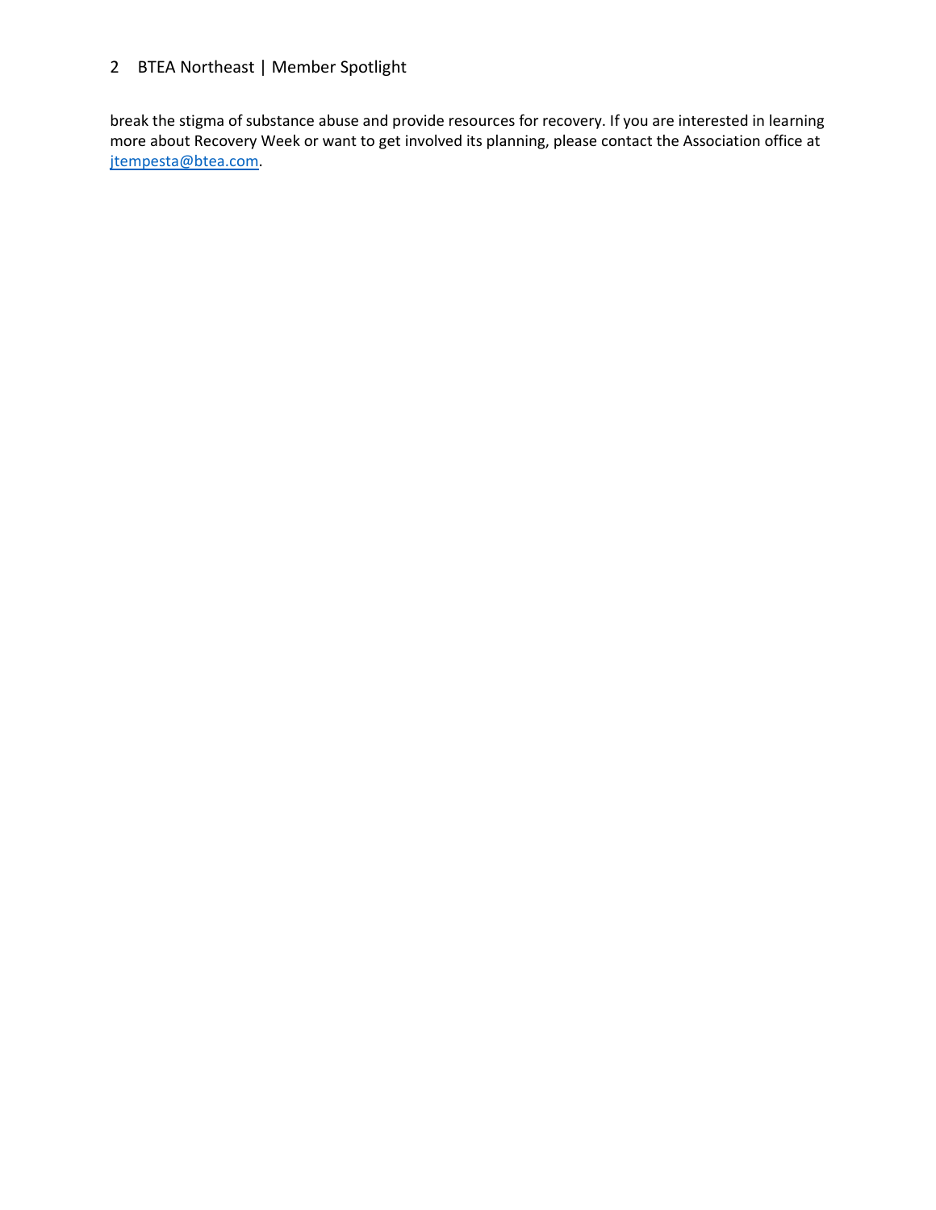break the stigma of substance abuse and provide resources for recovery. If you are interested in learning more about Recovery Week or want to get involved its planning, please contact the Association office at jtempesta@btea.com.